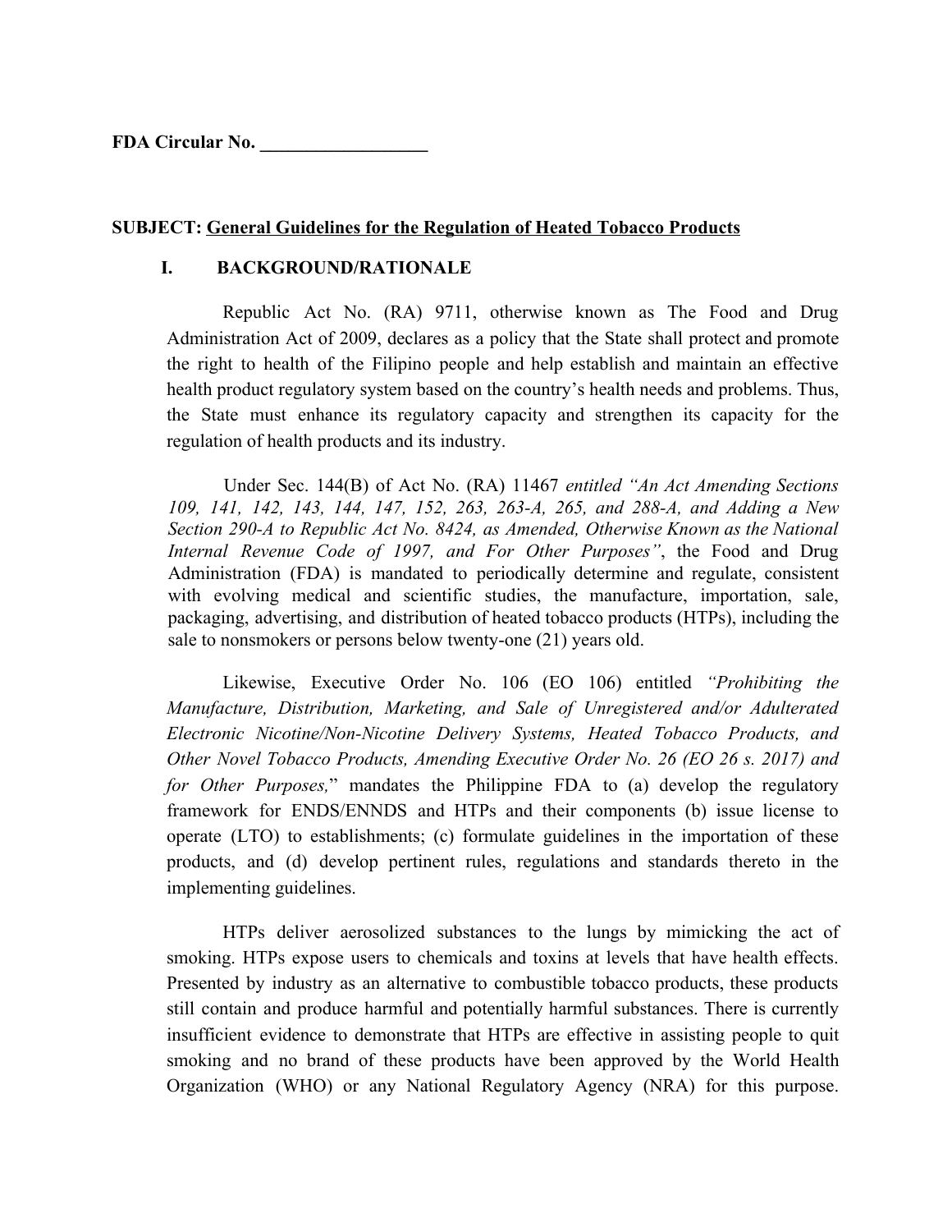**FDA Circular No. __________________**

**SUBJECT: General Guidelines for the Regulation of Heated Tobacco Products**

## I. BACKGROUND/RATIONALE

Republic Act No. (RA) 9711, otherwise known as The Food and Drug Administration Act of 2009, declares as a policy that the State shall protect and promote the right to health of the Filipino people and help establish and maintain an effective health product regulatory system based on the country's health needs and problems. Thus, the State must enhance its regulatory capacity and strengthen its capacity for the regulation of health products and its industry.

Under Sec. 144(B) of Act No. (RA) 11467 *entitled "An Act Amending Sections 109, 141, 142, 143, 144, 147, 152, 263, 263-A, 265, and 288-A, and Adding a New Section 290-A to Republic Act No. 8424, as Amended, Otherwise Known as the National Internal Revenue Code of 1997, and For Other Purposes"*, the Food and Drug Administration (FDA) is mandated to periodically determine and regulate, consistent with evolving medical and scientific studies, the manufacture, importation, sale, packaging, advertising, and distribution of heated tobacco products (HTPs), including the sale to nonsmokers or persons below twenty-one (21) years old.

Likewise, Executive Order No. 106 (EO 106) entitled *"Prohibiting the Manufacture, Distribution, Marketing, and Sale of Unregistered and/or Adulterated Electronic Nicotine/Non-Nicotine Delivery Systems, Heated Tobacco Products, and Other Novel Tobacco Products, Amending Executive Order No. 26 (EO 26 s. 2017) and for Other Purposes,"* mandates the Philippine FDA to (a) develop the regulatory framework for ENDS/ENNDS and HTPs and their components (b) issue license to operate (LTO) to establishments; (c) formulate guidelines in the importation of these products, and (d) develop pertinent rules, regulations and standards thereto in the implementing guidelines.

HTPs deliver aerosolized substances to the lungs by mimicking the act of smoking. HTPs expose users to chemicals and toxins at levels that have health effects. Presented by industry as an alternative to combustible tobacco products, these products still contain and produce harmful and potentially harmful substances. There is currently insufficient evidence to demonstrate that HTPs are effective in assisting people to quit smoking and no brand of these products have been approved by the World Health Organization (WHO) or any National Regulatory Agency (NRA) for this purpose.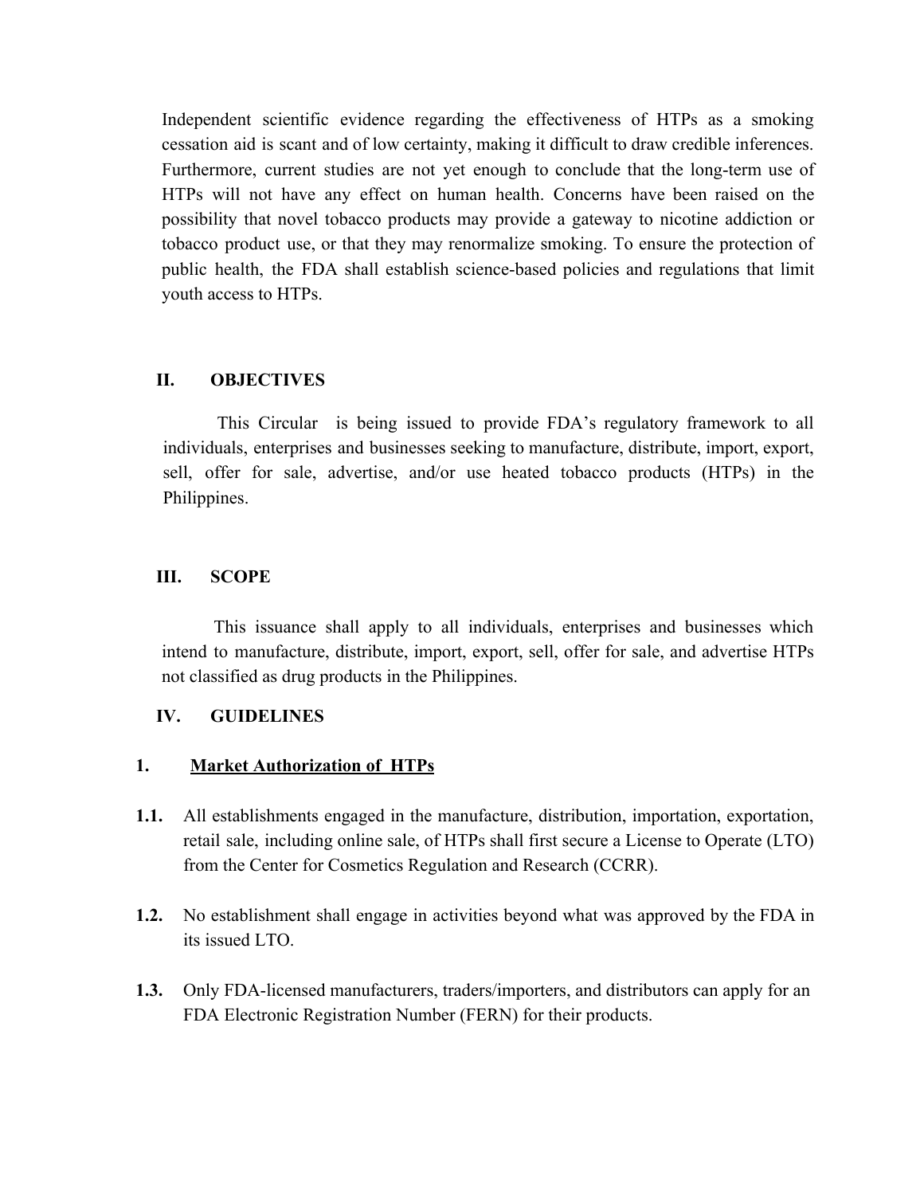Independent scientific evidence regarding the effectiveness of HTPs as a smoking cessation aid is scant and of low certainty, making it difficult to draw credible inferences. Furthermore, current studies are not yet enough to conclude that the long-term use of HTPs will not have any effect on human health. Concerns have been raised on the possibility that novel tobacco products may provide a gateway to nicotine addiction or tobacco product use, or that they may renormalize smoking. To ensure the protection of public health, the FDA shall establish science-based policies and regulations that limit youth access to HTPs.

## II. OBJECTIVES

This Circular is being issued to provide FDA's regulatory framework to all individuals, enterprises and businesses seeking to manufacture, distribute, import, export, sell, offer for sale, advertise, and/or use heated tobacco products (HTPs) in the Philippines.

## III. SCOPE

This issuance shall apply to all individuals, enterprises and businesses which intend to manufacture, distribute, import, export, sell, offer for sale, and advertise HTPs not classified as drug products in the Philippines.

## IV. GUIDELINES

### 1. Market Authorization of HTPs

**1.1.** All establishments engaged in the manufacture, distribution, importation, exportation, retail sale, including online sale, of HTPs shall first secure a License to Operate (LTO) from the Center for Cosmetics Regulation and Research (CCRR).

**1.2.** No establishment shall engage in activities beyond what was approved by the FDA in its issued LTO.

**1.3.** Only FDA-licensed manufacturers, traders/importers, and distributors can apply for an FDA Electronic Registration Number (FERN) for their products.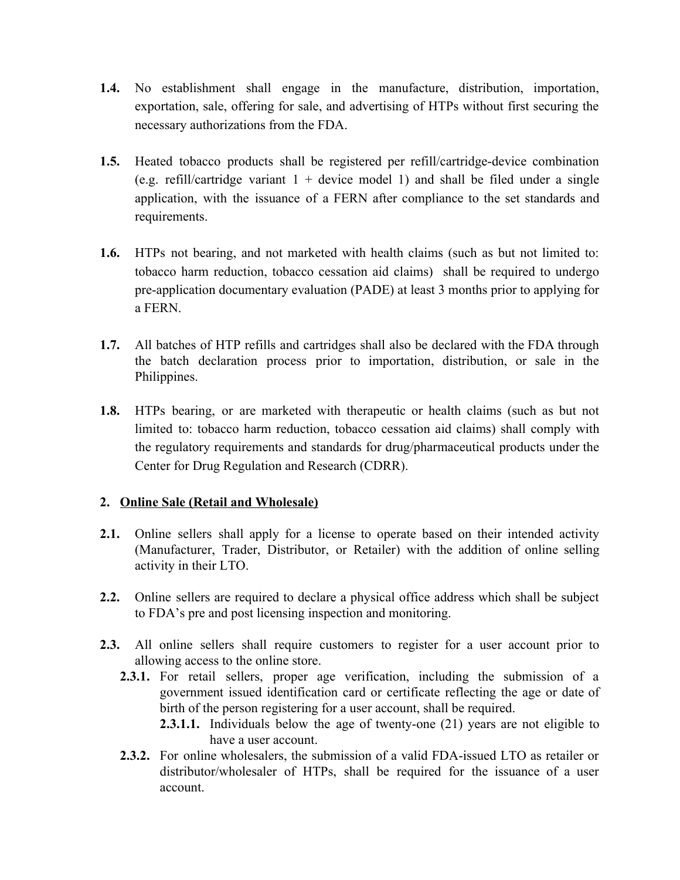**1.4.** No establishment shall engage in the manufacture, distribution, importation, exportation, sale, offering for sale, and advertising of HTPs without first securing the necessary authorizations from the FDA.

**1.5.** Heated tobacco products shall be registered per refill/cartridge-device combination (e.g. refill/cartridge variant 1 + device model 1) and shall be filed under a single application, with the issuance of a FERN after compliance to the set standards and requirements.

**1.6.** HTPs not bearing, and not marketed with health claims (such as but not limited to: tobacco harm reduction, tobacco cessation aid claims) shall be required to undergo pre-application documentary evaluation (PADE) at least 3 months prior to applying for a FERN.

**1.7.** All batches of HTP refills and cartridges shall also be declared with the FDA through the batch declaration process prior to importation, distribution, or sale in the Philippines.

**1.8.** HTPs bearing, or are marketed with therapeutic or health claims (such as but not limited to: tobacco harm reduction, tobacco cessation aid claims) shall comply with the regulatory requirements and standards for drug/pharmaceutical products under the Center for Drug Regulation and Research (CDRR).

**2. <u>Online Sale (Retail and Wholesale)</u>**

**2.1.** Online sellers shall apply for a license to operate based on their intended activity (Manufacturer, Trader, Distributor, or Retailer) with the addition of online selling activity in their LTO.

**2.2.** Online sellers are required to declare a physical office address which shall be subject to FDA's pre and post licensing inspection and monitoring.

**2.3.** All online sellers shall require customers to register for a user account prior to allowing access to the online store.

- **2.3.1.** For retail sellers, proper age verification, including the submission of a government issued identification card or certificate reflecting the age or date of birth of the person registering for a user account, shall be required.
  - **2.3.1.1.** Individuals below the age of twenty-one (21) years are not eligible to have a user account.
- **2.3.2.** For online wholesalers, the submission of a valid FDA-issued LTO as retailer or distributor/wholesaler of HTPs, shall be required for the issuance of a user account.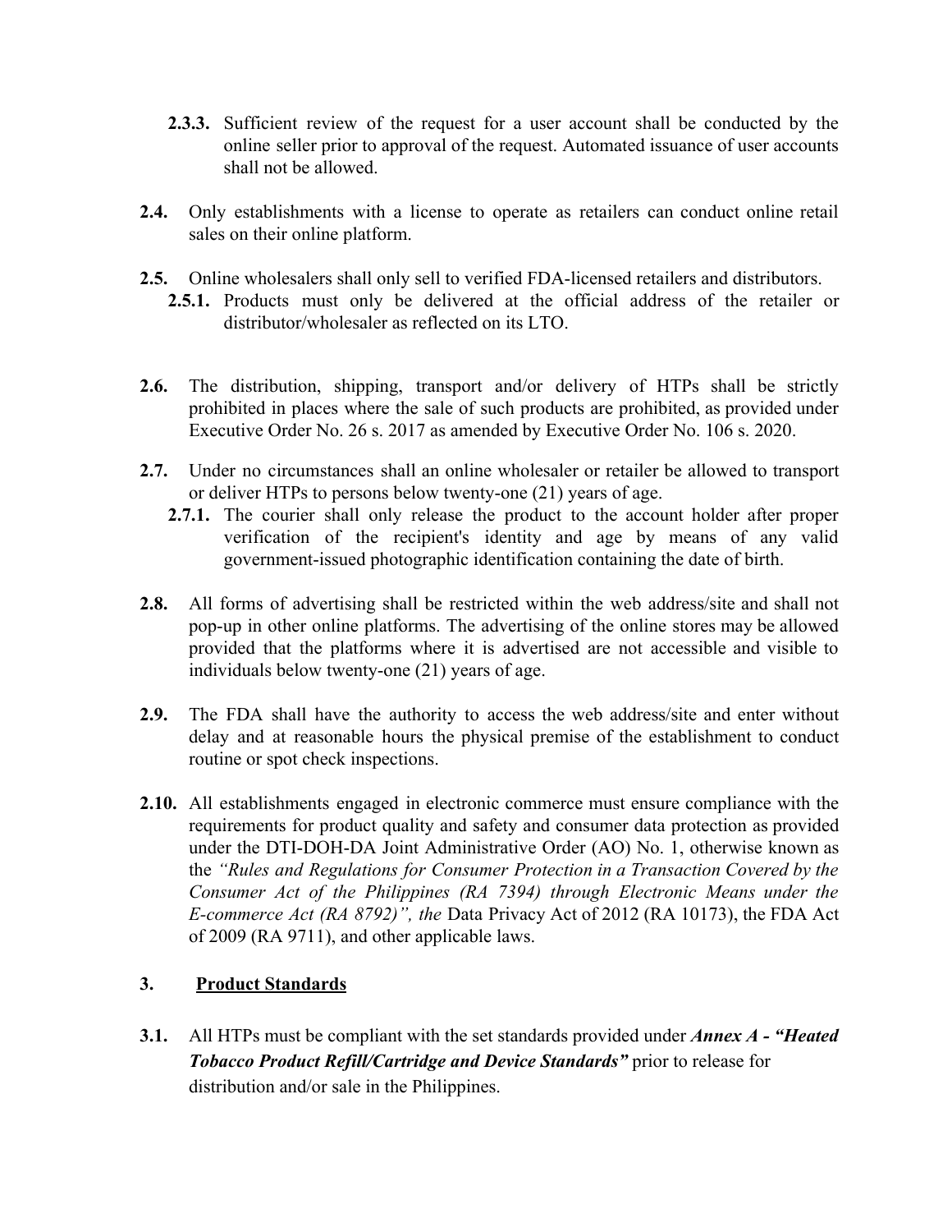**2.3.3.** Sufficient review of the request for a user account shall be conducted by the online seller prior to approval of the request. Automated issuance of user accounts shall not be allowed.

**2.4.** Only establishments with a license to operate as retailers can conduct online retail sales on their online platform.

**2.5.** Online wholesalers shall only sell to verified FDA-licensed retailers and distributors.

**2.5.1.** Products must only be delivered at the official address of the retailer or distributor/wholesaler as reflected on its LTO.

**2.6.** The distribution, shipping, transport and/or delivery of HTPs shall be strictly prohibited in places where the sale of such products are prohibited, as provided under Executive Order No. 26 s. 2017 as amended by Executive Order No. 106 s. 2020.

**2.7.** Under no circumstances shall an online wholesaler or retailer be allowed to transport or deliver HTPs to persons below twenty-one (21) years of age.

**2.7.1.** The courier shall only release the product to the account holder after proper verification of the recipient's identity and age by means of any valid government-issued photographic identification containing the date of birth.

**2.8.** All forms of advertising shall be restricted within the web address/site and shall not pop-up in other online platforms. The advertising of the online stores may be allowed provided that the platforms where it is advertised are not accessible and visible to individuals below twenty-one (21) years of age.

**2.9.** The FDA shall have the authority to access the web address/site and enter without delay and at reasonable hours the physical premise of the establishment to conduct routine or spot check inspections.

**2.10.** All establishments engaged in electronic commerce must ensure compliance with the requirements for product quality and safety and consumer data protection as provided under the DTI-DOH-DA Joint Administrative Order (AO) No. 1, otherwise known as the *"Rules and Regulations for Consumer Protection in a Transaction Covered by the Consumer Act of the Philippines (RA 7394) through Electronic Means under the E-commerce Act (RA 8792)", the* Data Privacy Act of 2012 (RA 10173), the FDA Act of 2009 (RA 9711), and other applicable laws.

## 3. Product Standards

**3.1.** All HTPs must be compliant with the set standards provided under ***Annex A - "Heated Tobacco Product Refill/Cartridge and Device Standards"*** prior to release for distribution and/or sale in the Philippines.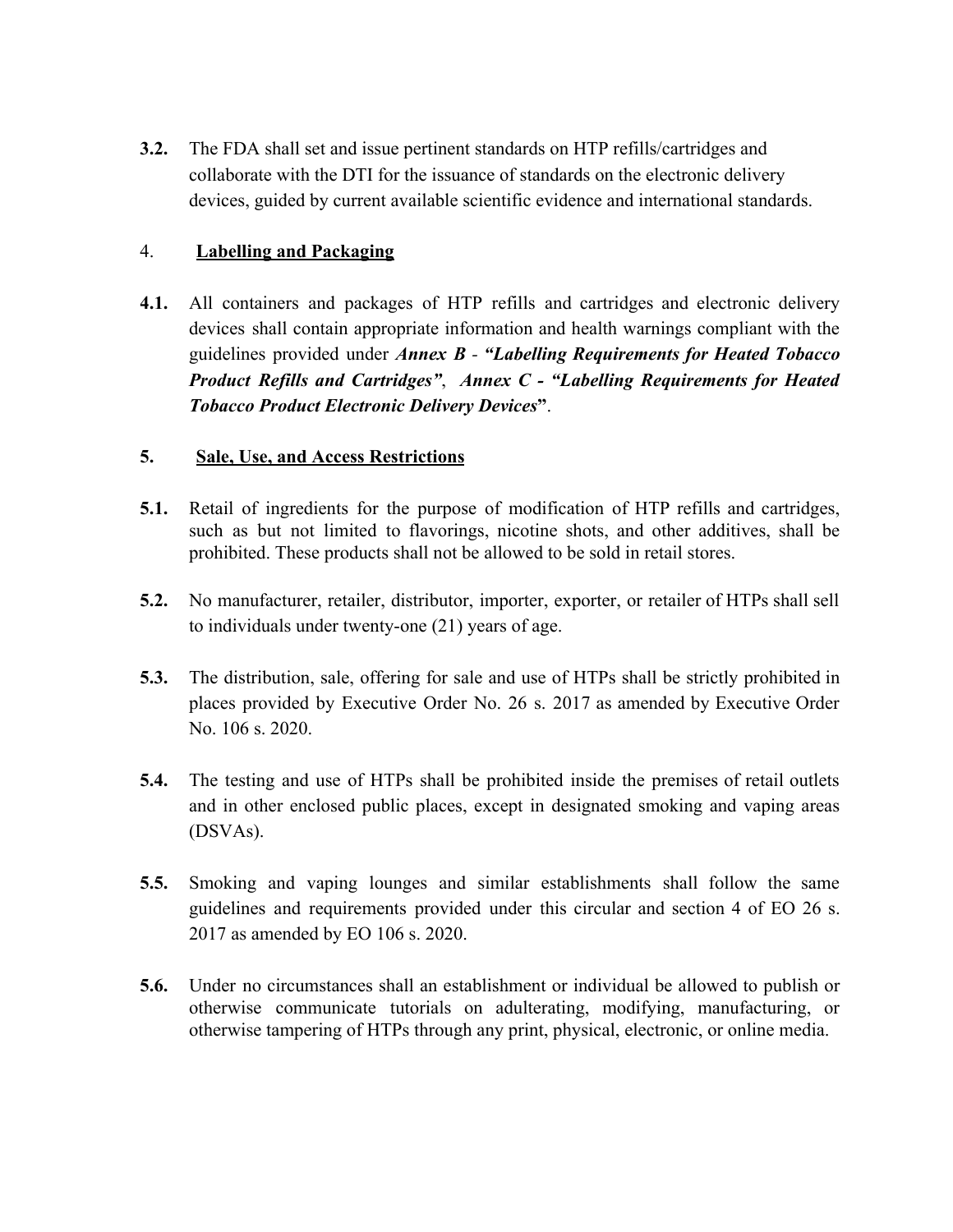**3.2.** The FDA shall set and issue pertinent standards on HTP refills/cartridges and collaborate with the DTI for the issuance of standards on the electronic delivery devices, guided by current available scientific evidence and international standards.

## 4. <u>Labelling and Packaging</u>

**4.1.** All containers and packages of HTP refills and cartridges and electronic delivery devices shall contain appropriate information and health warnings compliant with the guidelines provided under ***Annex B*** - ***"Labelling Requirements for Heated Tobacco Product Refills and Cartridges"***, ***Annex C - "Labelling Requirements for Heated Tobacco Product Electronic Delivery Devices***".

## 5. <u>Sale, Use, and Access Restrictions</u>

**5.1.** Retail of ingredients for the purpose of modification of HTP refills and cartridges, such as but not limited to flavorings, nicotine shots, and other additives, shall be prohibited. These products shall not be allowed to be sold in retail stores.

**5.2.** No manufacturer, retailer, distributor, importer, exporter, or retailer of HTPs shall sell to individuals under twenty-one (21) years of age.

**5.3.** The distribution, sale, offering for sale and use of HTPs shall be strictly prohibited in places provided by Executive Order No. 26 s. 2017 as amended by Executive Order No. 106 s. 2020.

**5.4.** The testing and use of HTPs shall be prohibited inside the premises of retail outlets and in other enclosed public places, except in designated smoking and vaping areas (DSVAs).

**5.5.** Smoking and vaping lounges and similar establishments shall follow the same guidelines and requirements provided under this circular and section 4 of EO 26 s. 2017 as amended by EO 106 s. 2020.

**5.6.** Under no circumstances shall an establishment or individual be allowed to publish or otherwise communicate tutorials on adulterating, modifying, manufacturing, or otherwise tampering of HTPs through any print, physical, electronic, or online media.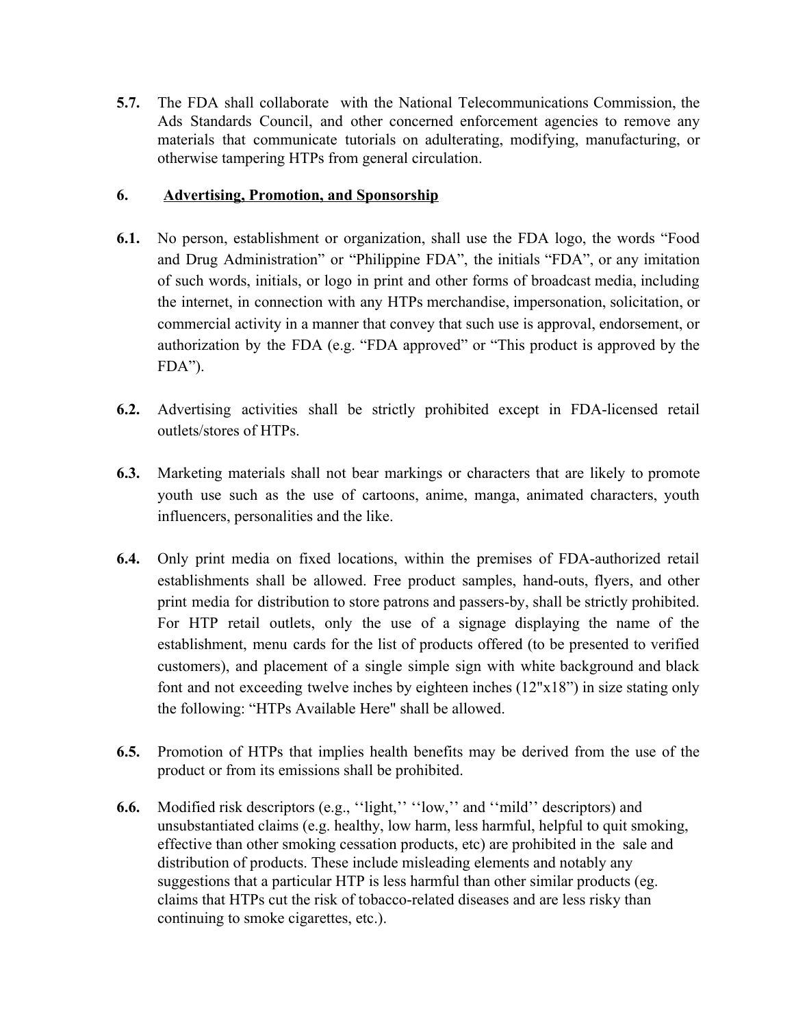**5.7.** The FDA shall collaborate with the National Telecommunications Commission, the Ads Standards Council, and other concerned enforcement agencies to remove any materials that communicate tutorials on adulterating, modifying, manufacturing, or otherwise tampering HTPs from general circulation.

## 6. <u>Advertising, Promotion, and Sponsorship</u>

**6.1.** No person, establishment or organization, shall use the FDA logo, the words "Food and Drug Administration" or "Philippine FDA", the initials "FDA", or any imitation of such words, initials, or logo in print and other forms of broadcast media, including the internet, in connection with any HTPs merchandise, impersonation, solicitation, or commercial activity in a manner that convey that such use is approval, endorsement, or authorization by the FDA (e.g. "FDA approved" or "This product is approved by the FDA").

**6.2.** Advertising activities shall be strictly prohibited except in FDA-licensed retail outlets/stores of HTPs.

**6.3.** Marketing materials shall not bear markings or characters that are likely to promote youth use such as the use of cartoons, anime, manga, animated characters, youth influencers, personalities and the like.

**6.4.** Only print media on fixed locations, within the premises of FDA-authorized retail establishments shall be allowed. Free product samples, hand-outs, flyers, and other print media for distribution to store patrons and passers-by, shall be strictly prohibited. For HTP retail outlets, only the use of a signage displaying the name of the establishment, menu cards for the list of products offered (to be presented to verified customers), and placement of a single simple sign with white background and black font and not exceeding twelve inches by eighteen inches (12"x18") in size stating only the following: "HTPs Available Here" shall be allowed.

**6.5.** Promotion of HTPs that implies health benefits may be derived from the use of the product or from its emissions shall be prohibited.

**6.6.** Modified risk descriptors (e.g., ''light,'' ''low,'' and ''mild'' descriptors) and unsubstantiated claims (e.g. healthy, low harm, less harmful, helpful to quit smoking, effective than other smoking cessation products, etc) are prohibited in the sale and distribution of products. These include misleading elements and notably any suggestions that a particular HTP is less harmful than other similar products (eg. claims that HTPs cut the risk of tobacco-related diseases and are less risky than continuing to smoke cigarettes, etc.).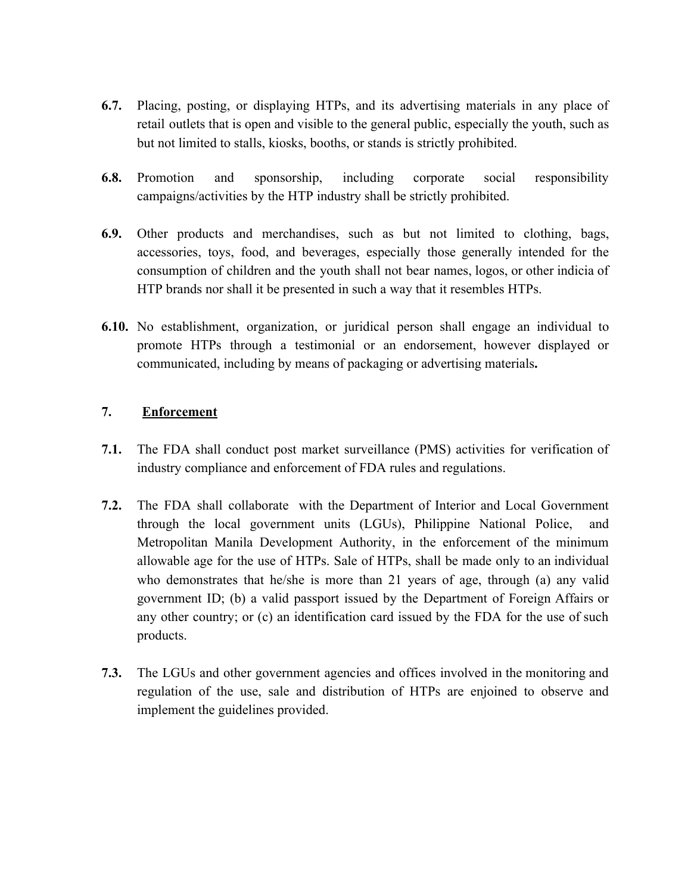**6.7.** Placing, posting, or displaying HTPs, and its advertising materials in any place of retail outlets that is open and visible to the general public, especially the youth, such as but not limited to stalls, kiosks, booths, or stands is strictly prohibited.

**6.8.** Promotion and sponsorship, including corporate social responsibility campaigns/activities by the HTP industry shall be strictly prohibited.

**6.9.** Other products and merchandises, such as but not limited to clothing, bags, accessories, toys, food, and beverages, especially those generally intended for the consumption of children and the youth shall not bear names, logos, or other indicia of HTP brands nor shall it be presented in such a way that it resembles HTPs.

**6.10.** No establishment, organization, or juridical person shall engage an individual to promote HTPs through a testimonial or an endorsement, however displayed or communicated, including by means of packaging or advertising materials**.**

## 7. <u>Enforcement</u>

**7.1.** The FDA shall conduct post market surveillance (PMS) activities for verification of industry compliance and enforcement of FDA rules and regulations.

**7.2.** The FDA shall collaborate with the Department of Interior and Local Government through the local government units (LGUs), Philippine National Police, and Metropolitan Manila Development Authority, in the enforcement of the minimum allowable age for the use of HTPs. Sale of HTPs, shall be made only to an individual who demonstrates that he/she is more than 21 years of age, through (a) any valid government ID; (b) a valid passport issued by the Department of Foreign Affairs or any other country; or (c) an identification card issued by the FDA for the use of such products.

**7.3.** The LGUs and other government agencies and offices involved in the monitoring and regulation of the use, sale and distribution of HTPs are enjoined to observe and implement the guidelines provided.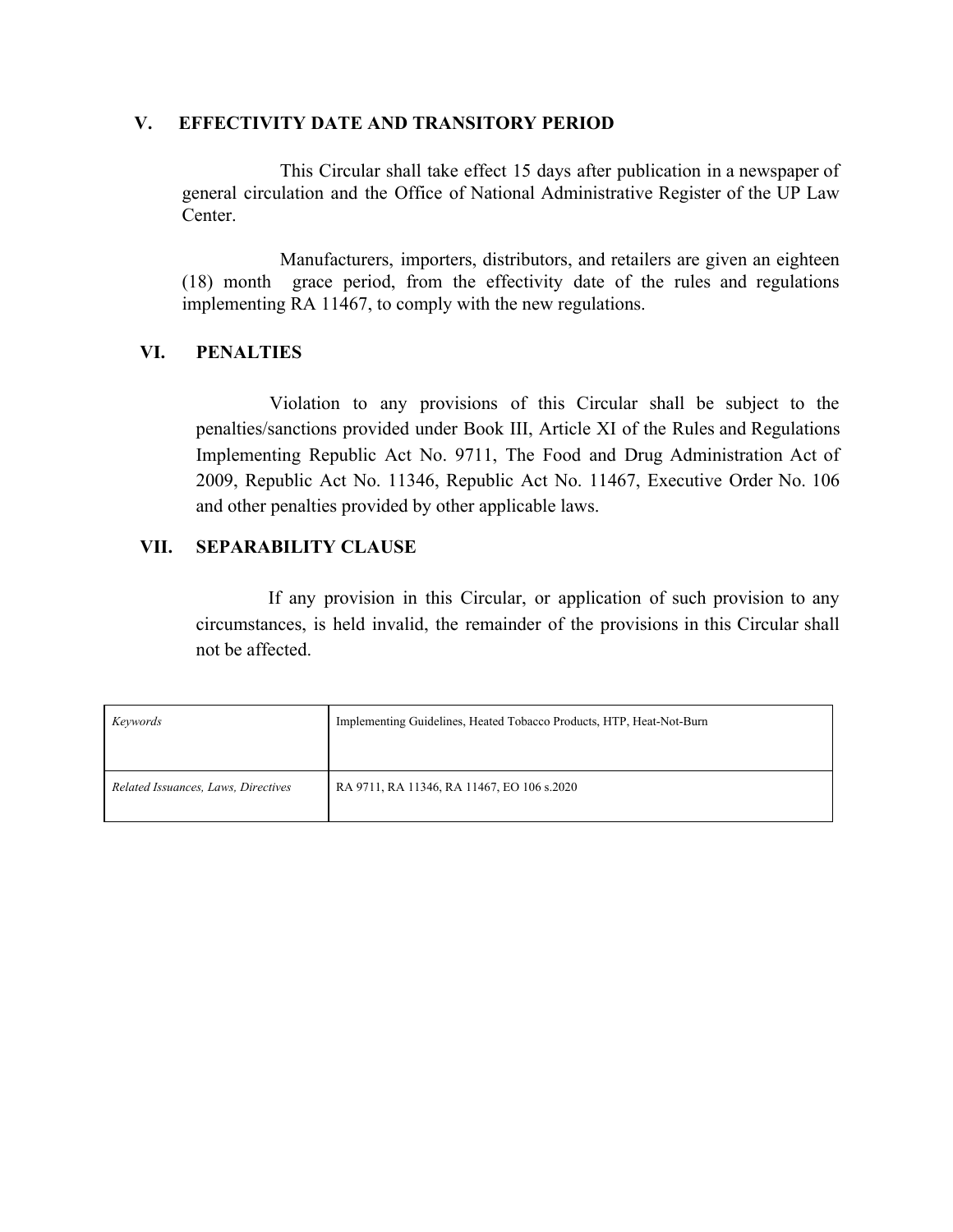## V. EFFECTIVITY DATE AND TRANSITORY PERIOD

This Circular shall take effect 15 days after publication in a newspaper of general circulation and the Office of National Administrative Register of the UP Law Center.

Manufacturers, importers, distributors, and retailers are given an eighteen (18) month grace period, from the effectivity date of the rules and regulations implementing RA 11467, to comply with the new regulations.

## VI. PENALTIES

Violation to any provisions of this Circular shall be subject to the penalties/sanctions provided under Book III, Article XI of the Rules and Regulations Implementing Republic Act No. 9711, The Food and Drug Administration Act of 2009, Republic Act No. 11346, Republic Act No. 11467, Executive Order No. 106 and other penalties provided by other applicable laws.

## VII. SEPARABILITY CLAUSE

If any provision in this Circular, or application of such provision to any circumstances, is held invalid, the remainder of the provisions in this Circular shall not be affected.

| | |
|---|---|
| *Keywords* | Implementing Guidelines, Heated Tobacco Products, HTP, Heat-Not-Burn |
| *Related Issuances, Laws, Directives* | RA 9711, RA 11346, RA 11467, EO 106 s.2020 |